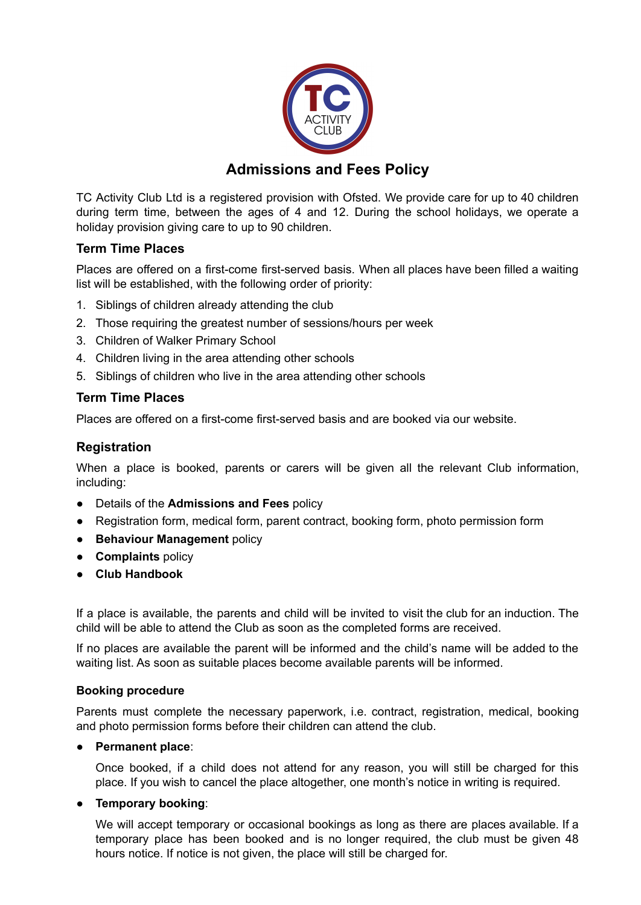# Admissions and Fees Policy

TC Activity Club Ltd is a registered provision with Ofsted. We provide care for up to 40 children during term time, between the ages of 4 and 12. During the school holidays, we operate a holiday provision giving care to up to 90 children.

### Term Time Places

Places are offered on a first-come first-served basis. When all places have been filled a waiting list will be established, with the following order of priority:

1. Siblings of children already attending the club
2. Those requiring the greatest number of sessions/hours per week
3. Children of Walker Primary School
4. Children living in the area attending other schools
5. Siblings of children who live in the area attending other schools

### Term Time Places

Places are offered on a first-come first-served basis and are booked via our website.

### Registration

When a place is booked, parents or carers will be given all the relevant Club information, including:

- Details of the **Admissions and Fees** policy
- Registration form, medical form, parent contract, booking form, photo permission form
- **Behaviour Management** policy
- **Complaints** policy
- **Club Handbook**

If a place is available, the parents and child will be invited to visit the club for an induction. The child will be able to attend the Club as soon as the completed forms are received.

If no places are available the parent will be informed and the child's name will be added to the waiting list. As soon as suitable places become available parents will be informed.

#### Booking procedure

Parents must complete the necessary paperwork, i.e. contract, registration, medical, booking and photo permission forms before their children can attend the club.

- **Permanent place**:

  Once booked, if a child does not attend for any reason, you will still be charged for this place. If you wish to cancel the place altogether, one month's notice in writing is required.

- **Temporary booking**:

  We will accept temporary or occasional bookings as long as there are places available. If a temporary place has been booked and is no longer required, the club must be given 48 hours notice. If notice is not given, the place will still be charged for.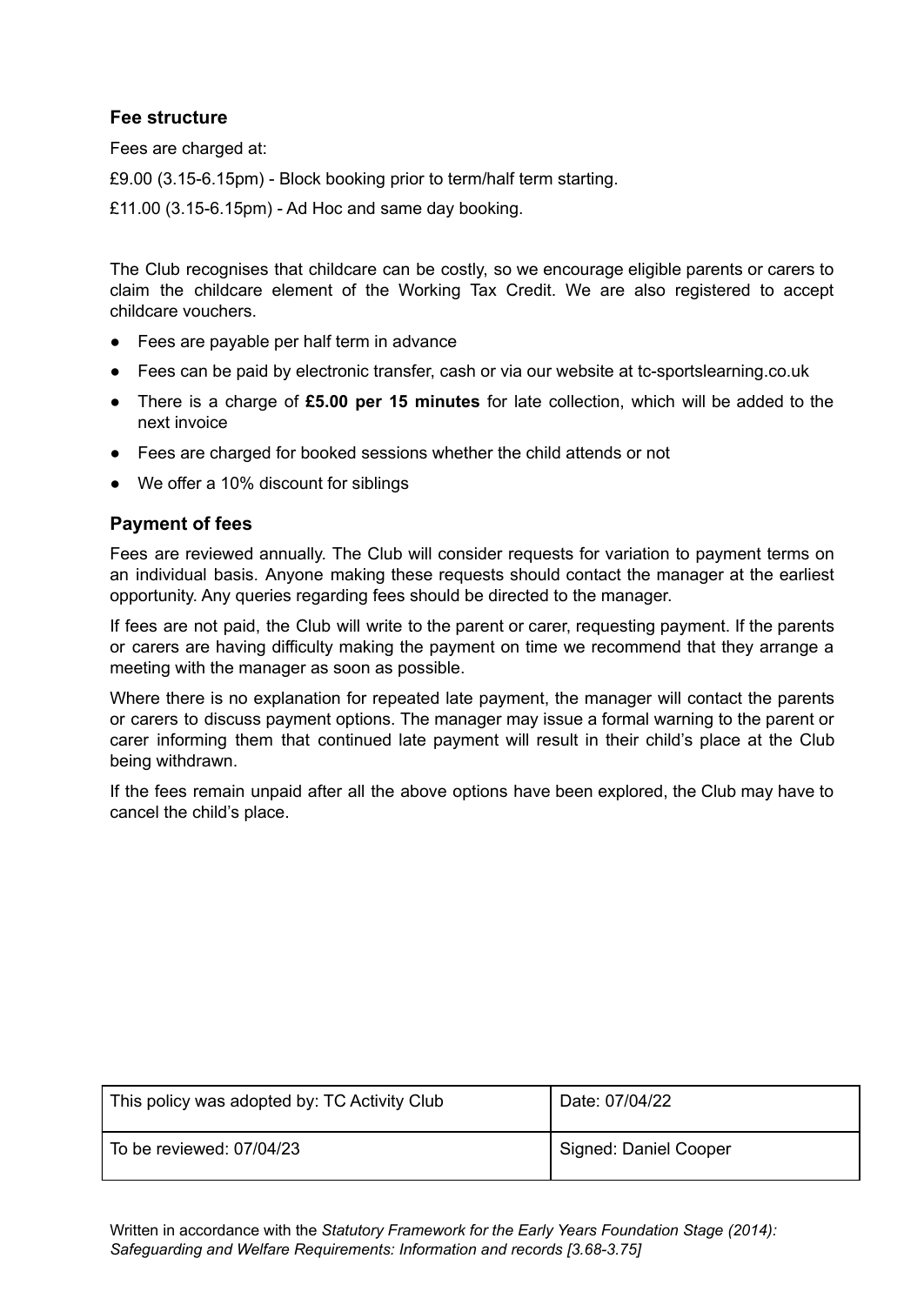### Fee structure

Fees are charged at:

£9.00 (3.15-6.15pm) - Block booking prior to term/half term starting.

£11.00 (3.15-6.15pm) - Ad Hoc and same day booking.

The Club recognises that childcare can be costly, so we encourage eligible parents or carers to claim the childcare element of the Working Tax Credit. We are also registered to accept childcare vouchers.

- Fees are payable per half term in advance
- Fees can be paid by electronic transfer, cash or via our website at tc-sportslearning.co.uk
- There is a charge of **£5.00 per 15 minutes** for late collection, which will be added to the next invoice
- Fees are charged for booked sessions whether the child attends or not
- We offer a 10% discount for siblings

### Payment of fees

Fees are reviewed annually. The Club will consider requests for variation to payment terms on an individual basis. Anyone making these requests should contact the manager at the earliest opportunity. Any queries regarding fees should be directed to the manager.

If fees are not paid, the Club will write to the parent or carer, requesting payment. If the parents or carers are having difficulty making the payment on time we recommend that they arrange a meeting with the manager as soon as possible.

Where there is no explanation for repeated late payment, the manager will contact the parents or carers to discuss payment options. The manager may issue a formal warning to the parent or carer informing them that continued late payment will result in their child's place at the Club being withdrawn.

If the fees remain unpaid after all the above options have been explored, the Club may have to cancel the child's place.

| | |
|---|---|
| This policy was adopted by: TC Activity Club | Date: 07/04/22 |
| To be reviewed: 07/04/23 | Signed: Daniel Cooper |

Written in accordance with the *Statutory Framework for the Early Years Foundation Stage (2014): Safeguarding and Welfare Requirements: Information and records [3.68-3.75]*